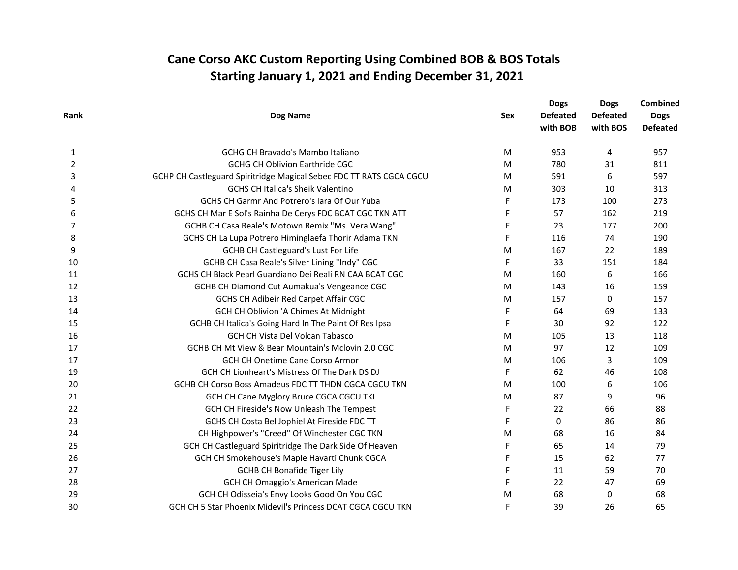# Cane Corso AKC Custom Reporting Using Combined BOB & BOS Totals
## Starting January 1, 2021 and Ending December 31, 2021

| Rank | Dog Name | Sex | Dogs Defeated with BOB | Dogs Defeated with BOS | Combined Dogs Defeated |
|---|---|---|---|---|---|
| 1 | GCHG CH Bravado's Mambo Italiano | M | 953 | 4 | 957 |
| 2 | GCHG CH Oblivion Earthride CGC | M | 780 | 31 | 811 |
| 3 | GCHP CH Castleguard Spiritridge Magical Sebec FDC TT RATS CGCA CGCU | M | 591 | 6 | 597 |
| 4 | GCHS CH Italica's Sheik Valentino | M | 303 | 10 | 313 |
| 5 | GCHS CH Garmr And Potrero's Iara Of Our Yuba | F | 173 | 100 | 273 |
| 6 | GCHS CH Mar E Sol's Rainha De Cerys FDC BCAT CGC TKN ATT | F | 57 | 162 | 219 |
| 7 | GCHB CH Casa Reale's Motown Remix "Ms. Vera Wang" | F | 23 | 177 | 200 |
| 8 | GCHS CH La Lupa Potrero Himinglaefa Thorir Adama TKN | F | 116 | 74 | 190 |
| 9 | GCHB CH Castleguard's Lust For Life | M | 167 | 22 | 189 |
| 10 | GCHB CH Casa Reale's Silver Lining "Indy" CGC | F | 33 | 151 | 184 |
| 11 | GCHS CH Black Pearl Guardiano Dei Reali RN CAA BCAT CGC | M | 160 | 6 | 166 |
| 12 | GCHB CH Diamond Cut Aumakua's Vengeance CGC | M | 143 | 16 | 159 |
| 13 | GCHS CH Adibeir Red Carpet Affair CGC | M | 157 | 0 | 157 |
| 14 | GCH CH Oblivion 'A Chimes At Midnight | F | 64 | 69 | 133 |
| 15 | GCHB CH Italica's Going Hard In The Paint Of Res Ipsa | F | 30 | 92 | 122 |
| 16 | GCH CH Vista Del Volcan Tabasco | M | 105 | 13 | 118 |
| 17 | GCHB CH Mt View & Bear Mountain's Mclovin 2.0 CGC | M | 97 | 12 | 109 |
| 17 | GCH CH Onetime Cane Corso Armor | M | 106 | 3 | 109 |
| 19 | GCH CH Lionheart's Mistress Of The Dark DS DJ | F | 62 | 46 | 108 |
| 20 | GCHB CH Corso Boss Amadeus FDC TT THDN CGCA CGCU TKN | M | 100 | 6 | 106 |
| 21 | GCH CH Cane Myglory Bruce CGCA CGCU TKI | M | 87 | 9 | 96 |
| 22 | GCH CH Fireside's Now Unleash The Tempest | F | 22 | 66 | 88 |
| 23 | GCHS CH Costa Bel Jophiel At Fireside FDC TT | F | 0 | 86 | 86 |
| 24 | CH Highpower's "Creed" Of Winchester CGC TKN | M | 68 | 16 | 84 |
| 25 | GCH CH Castleguard Spiritridge The Dark Side Of Heaven | F | 65 | 14 | 79 |
| 26 | GCH CH Smokehouse's Maple Havarti Chunk CGCA | F | 15 | 62 | 77 |
| 27 | GCHB CH Bonafide Tiger Lily | F | 11 | 59 | 70 |
| 28 | GCH CH Omaggio's American Made | F | 22 | 47 | 69 |
| 29 | GCH CH Odisseia's Envy Looks Good On You CGC | M | 68 | 0 | 68 |
| 30 | GCH CH 5 Star Phoenix Midevil's Princess DCAT CGCA CGCU TKN | F | 39 | 26 | 65 |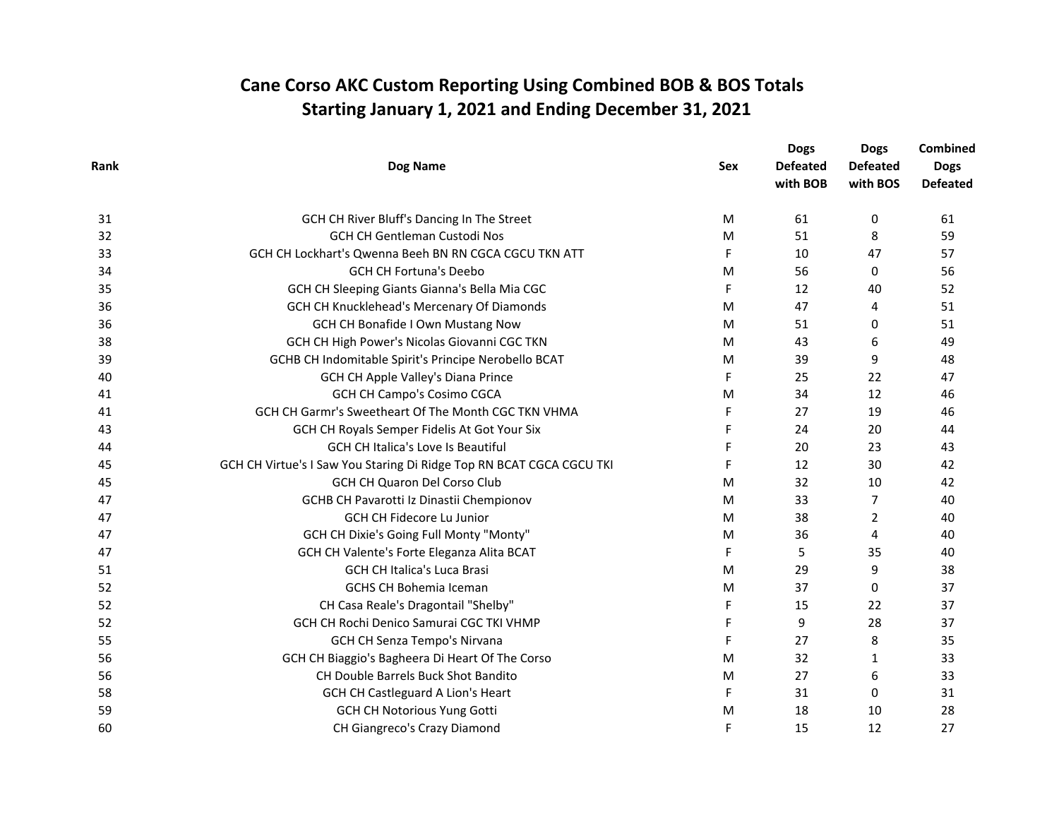# Cane Corso AKC Custom Reporting Using Combined BOB & BOS Totals
## Starting January 1, 2021 and Ending December 31, 2021

| Rank | Dog Name | Sex | Dogs Defeated with BOB | Dogs Defeated with BOS | Combined Dogs Defeated |
|---|---|---|---|---|---|
| 31 | GCH CH River Bluff's Dancing In The Street | M | 61 | 0 | 61 |
| 32 | GCH CH Gentleman Custodi Nos | M | 51 | 8 | 59 |
| 33 | GCH CH Lockhart's Qwenna Beeh BN RN CGCA CGCU TKN ATT | F | 10 | 47 | 57 |
| 34 | GCH CH Fortuna's Deebo | M | 56 | 0 | 56 |
| 35 | GCH CH Sleeping Giants Gianna's Bella Mia CGC | F | 12 | 40 | 52 |
| 36 | GCH CH Knucklehead's Mercenary Of Diamonds | M | 47 | 4 | 51 |
| 36 | GCH CH Bonafide I Own Mustang Now | M | 51 | 0 | 51 |
| 38 | GCH CH High Power's Nicolas Giovanni CGC TKN | M | 43 | 6 | 49 |
| 39 | GCHB CH Indomitable Spirit's Principe Nerobello BCAT | M | 39 | 9 | 48 |
| 40 | GCH CH Apple Valley's Diana Prince | F | 25 | 22 | 47 |
| 41 | GCH CH Campo's Cosimo CGCA | M | 34 | 12 | 46 |
| 41 | GCH CH Garmr's Sweetheart Of The Month CGC TKN VHMA | F | 27 | 19 | 46 |
| 43 | GCH CH Royals Semper Fidelis At Got Your Six | F | 24 | 20 | 44 |
| 44 | GCH CH Italica's Love Is Beautiful | F | 20 | 23 | 43 |
| 45 | GCH CH Virtue's I Saw You Staring Di Ridge Top RN BCAT CGCA CGCU TKI | F | 12 | 30 | 42 |
| 45 | GCH CH Quaron Del Corso Club | M | 32 | 10 | 42 |
| 47 | GCHB CH Pavarotti Iz Dinastii Chempionov | M | 33 | 7 | 40 |
| 47 | GCH CH Fidecore Lu Junior | M | 38 | 2 | 40 |
| 47 | GCH CH Dixie's Going Full Monty "Monty" | M | 36 | 4 | 40 |
| 47 | GCH CH Valente's Forte Eleganza Alita BCAT | F | 5 | 35 | 40 |
| 51 | GCH CH Italica's Luca Brasi | M | 29 | 9 | 38 |
| 52 | GCHS CH Bohemia Iceman | M | 37 | 0 | 37 |
| 52 | CH Casa Reale's Dragontail "Shelby" | F | 15 | 22 | 37 |
| 52 | GCH CH Rochi Denico Samurai CGC TKI VHMP | F | 9 | 28 | 37 |
| 55 | GCH CH Senza Tempo's Nirvana | F | 27 | 8 | 35 |
| 56 | GCH CH Biaggio's Bagheera Di Heart Of The Corso | M | 32 | 1 | 33 |
| 56 | CH Double Barrels Buck Shot Bandito | M | 27 | 6 | 33 |
| 58 | GCH CH Castleguard A Lion's Heart | F | 31 | 0 | 31 |
| 59 | GCH CH Notorious Yung Gotti | M | 18 | 10 | 28 |
| 60 | CH Giangreco's Crazy Diamond | F | 15 | 12 | 27 |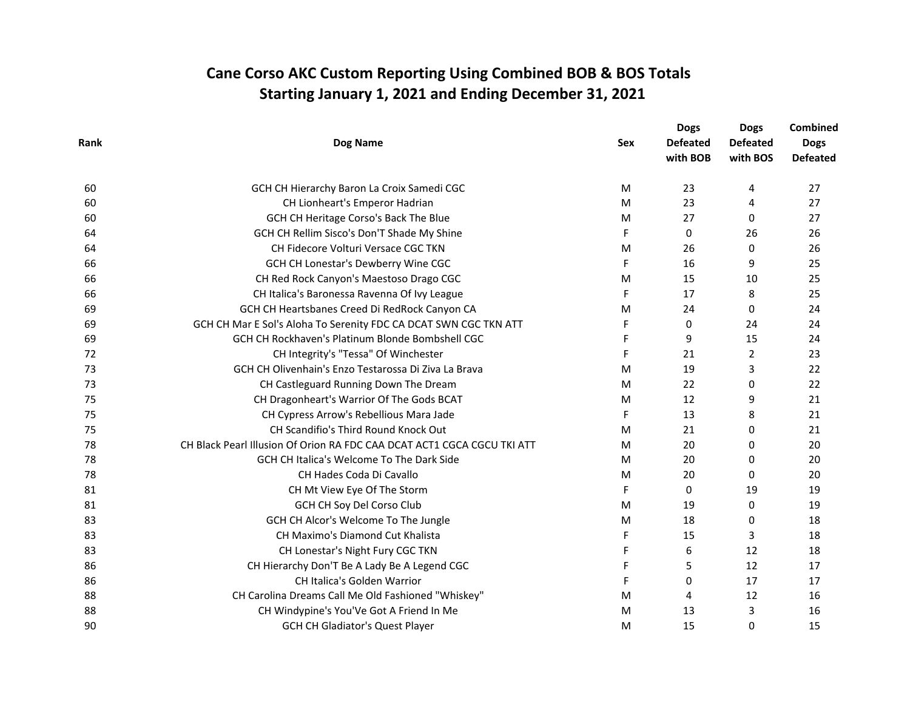# Cane Corso AKC Custom Reporting Using Combined BOB & BOS Totals
## Starting January 1, 2021 and Ending December 31, 2021

| Rank | Dog Name | Sex | Dogs Defeated with BOB | Dogs Defeated with BOS | Combined Dogs Defeated |
|---|---|---|---|---|---|
| 60 | GCH CH Hierarchy Baron La Croix Samedi CGC | M | 23 | 4 | 27 |
| 60 | CH Lionheart's Emperor Hadrian | M | 23 | 4 | 27 |
| 60 | GCH CH Heritage Corso's Back The Blue | M | 27 | 0 | 27 |
| 64 | GCH CH Rellim Sisco's Don'T Shade My Shine | F | 0 | 26 | 26 |
| 64 | CH Fidecore Volturi Versace CGC TKN | M | 26 | 0 | 26 |
| 66 | GCH CH Lonestar's Dewberry Wine CGC | F | 16 | 9 | 25 |
| 66 | CH Red Rock Canyon's Maestoso Drago CGC | M | 15 | 10 | 25 |
| 66 | CH Italica's Baronessa Ravenna Of Ivy League | F | 17 | 8 | 25 |
| 69 | GCH CH Heartsbanes Creed Di RedRock Canyon CA | M | 24 | 0 | 24 |
| 69 | GCH CH Mar E Sol's Aloha To Serenity FDC CA DCAT SWN CGC TKN ATT | F | 0 | 24 | 24 |
| 69 | GCH CH Rockhaven's Platinum Blonde Bombshell CGC | F | 9 | 15 | 24 |
| 72 | CH Integrity's "Tessa" Of Winchester | F | 21 | 2 | 23 |
| 73 | GCH CH Olivenhain's Enzo Testarossa Di Ziva La Brava | M | 19 | 3 | 22 |
| 73 | CH Castleguard Running Down The Dream | M | 22 | 0 | 22 |
| 75 | CH Dragonheart's Warrior Of The Gods BCAT | M | 12 | 9 | 21 |
| 75 | CH Cypress Arrow's Rebellious Mara Jade | F | 13 | 8 | 21 |
| 75 | CH Scandifio's Third Round Knock Out | M | 21 | 0 | 21 |
| 78 | CH Black Pearl Illusion Of Orion RA FDC CAA DCAT ACT1 CGCA CGCU TKI ATT | M | 20 | 0 | 20 |
| 78 | GCH CH Italica's Welcome To The Dark Side | M | 20 | 0 | 20 |
| 78 | CH Hades Coda Di Cavallo | M | 20 | 0 | 20 |
| 81 | CH Mt View Eye Of The Storm | F | 0 | 19 | 19 |
| 81 | GCH CH Soy Del Corso Club | M | 19 | 0 | 19 |
| 83 | GCH CH Alcor's Welcome To The Jungle | M | 18 | 0 | 18 |
| 83 | CH Maximo's Diamond Cut Khalista | F | 15 | 3 | 18 |
| 83 | CH Lonestar's Night Fury CGC TKN | F | 6 | 12 | 18 |
| 86 | CH Hierarchy Don'T Be A Lady Be A Legend CGC | F | 5 | 12 | 17 |
| 86 | CH Italica's Golden Warrior | F | 0 | 17 | 17 |
| 88 | CH Carolina Dreams Call Me Old Fashioned "Whiskey" | M | 4 | 12 | 16 |
| 88 | CH Windypine's You'Ve Got A Friend In Me | M | 13 | 3 | 16 |
| 90 | GCH CH Gladiator's Quest Player | M | 15 | 0 | 15 |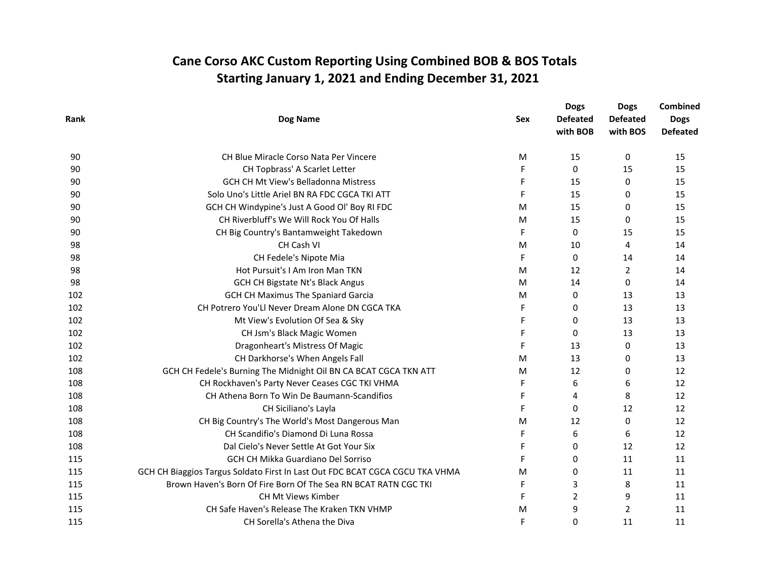# Cane Corso AKC Custom Reporting Using Combined BOB & BOS Totals
## Starting January 1, 2021 and Ending December 31, 2021

| Rank | Dog Name | Sex | Dogs Defeated with BOB | Dogs Defeated with BOS | Combined Dogs Defeated |
|---|---|---|---|---|---|
| 90 | CH Blue Miracle Corso Nata Per Vincere | M | 15 | 0 | 15 |
| 90 | CH Topbrass' A Scarlet Letter | F | 0 | 15 | 15 |
| 90 | GCH CH Mt View's Belladonna Mistress | F | 15 | 0 | 15 |
| 90 | Solo Uno's Little Ariel BN RA FDC CGCA TKI ATT | F | 15 | 0 | 15 |
| 90 | GCH CH Windypine's Just A Good Ol' Boy RI FDC | M | 15 | 0 | 15 |
| 90 | CH Riverbluff's We Will Rock You Of Halls | M | 15 | 0 | 15 |
| 90 | CH Big Country's Bantamweight Takedown | F | 0 | 15 | 15 |
| 98 | CH Cash VI | M | 10 | 4 | 14 |
| 98 | CH Fedele's Nipote Mia | F | 0 | 14 | 14 |
| 98 | Hot Pursuit's I Am Iron Man TKN | M | 12 | 2 | 14 |
| 98 | GCH CH Bigstate Nt's Black Angus | M | 14 | 0 | 14 |
| 102 | GCH CH Maximus The Spaniard Garcia | M | 0 | 13 | 13 |
| 102 | CH Potrero You'Ll Never Dream Alone DN CGCA TKA | F | 0 | 13 | 13 |
| 102 | Mt View's Evolution Of Sea & Sky | F | 0 | 13 | 13 |
| 102 | CH Jsm's Black Magic Women | F | 0 | 13 | 13 |
| 102 | Dragonheart's Mistress Of Magic | F | 13 | 0 | 13 |
| 102 | CH Darkhorse's When Angels Fall | M | 13 | 0 | 13 |
| 108 | GCH CH Fedele's Burning The Midnight Oil BN CA BCAT CGCA TKN ATT | M | 12 | 0 | 12 |
| 108 | CH Rockhaven's Party Never Ceases CGC TKI VHMA | F | 6 | 6 | 12 |
| 108 | CH Athena Born To Win De Baumann-Scandifios | F | 4 | 8 | 12 |
| 108 | CH Siciliano's Layla | F | 0 | 12 | 12 |
| 108 | CH Big Country's The World's Most Dangerous Man | M | 12 | 0 | 12 |
| 108 | CH Scandifio's Diamond Di Luna Rossa | F | 6 | 6 | 12 |
| 108 | Dal Cielo's Never Settle At Got Your Six | F | 0 | 12 | 12 |
| 115 | GCH CH Mikka Guardiano Del Sorriso | F | 0 | 11 | 11 |
| 115 | GCH CH Biaggios Targus Soldato First In Last Out FDC BCAT CGCA CGCU TKA VHMA | M | 0 | 11 | 11 |
| 115 | Brown Haven's Born Of Fire Born Of The Sea RN BCAT RATN CGC TKI | F | 3 | 8 | 11 |
| 115 | CH Mt Views Kimber | F | 2 | 9 | 11 |
| 115 | CH Safe Haven's Release The Kraken TKN VHMP | M | 9 | 2 | 11 |
| 115 | CH Sorella's Athena the Diva | F | 0 | 11 | 11 |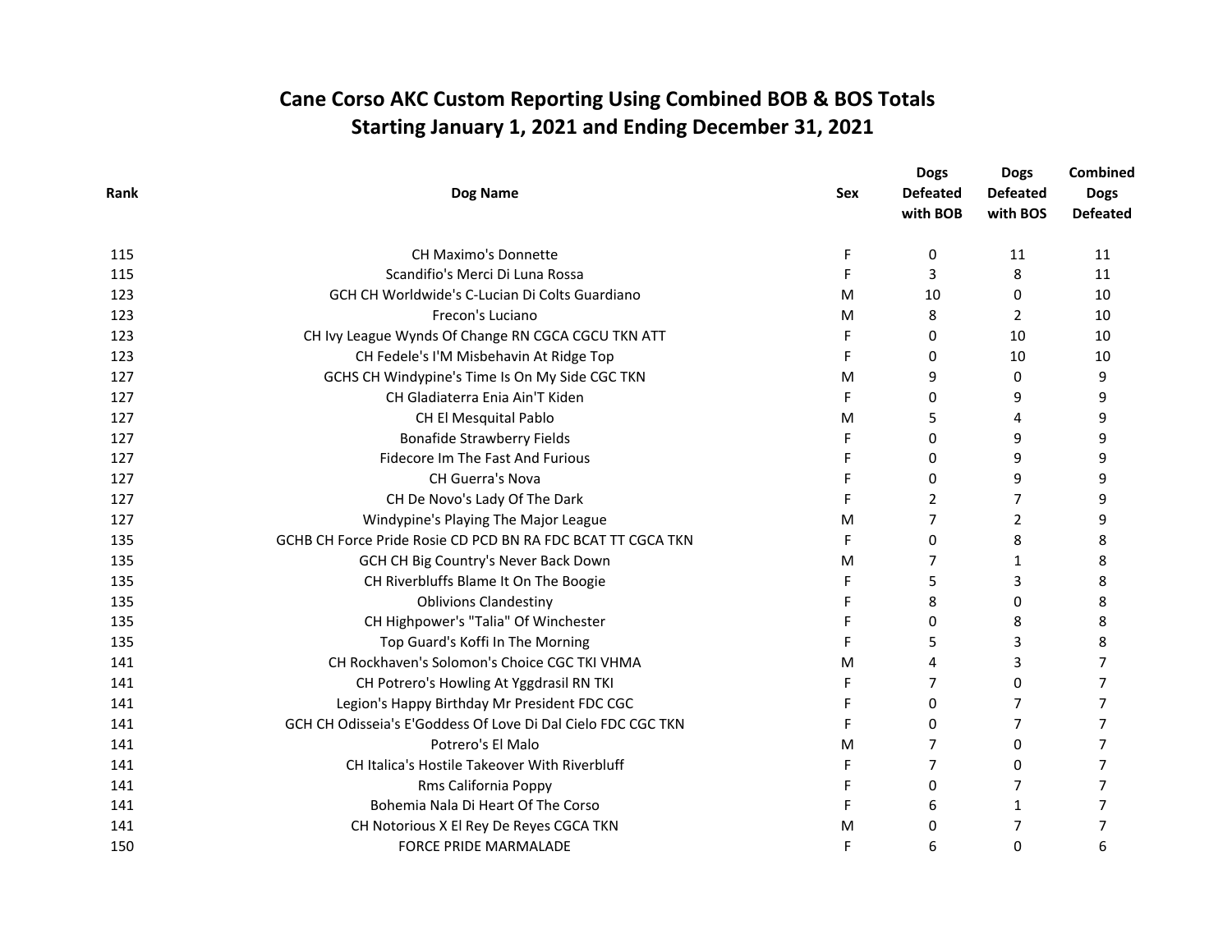# Cane Corso AKC Custom Reporting Using Combined BOB & BOS Totals
## Starting January 1, 2021 and Ending December 31, 2021

| Rank | Dog Name | Sex | Dogs Defeated with BOB | Dogs Defeated with BOS | Combined Dogs Defeated |
|---|---|---|---|---|---|
| 115 | CH Maximo's Donnette | F | 0 | 11 | 11 |
| 115 | Scandifio's Merci Di Luna Rossa | F | 3 | 8 | 11 |
| 123 | GCH CH Worldwide's C-Lucian Di Colts Guardiano | M | 10 | 0 | 10 |
| 123 | Frecon's Luciano | M | 8 | 2 | 10 |
| 123 | CH Ivy League Wynds Of Change RN CGCA CGCU TKN ATT | F | 0 | 10 | 10 |
| 123 | CH Fedele's I'M Misbehavin At Ridge Top | F | 0 | 10 | 10 |
| 127 | GCHS CH Windypine's Time Is On My Side CGC TKN | M | 9 | 0 | 9 |
| 127 | CH Gladiaterra Enia Ain'T Kiden | F | 0 | 9 | 9 |
| 127 | CH El Mesquital Pablo | M | 5 | 4 | 9 |
| 127 | Bonafide Strawberry Fields | F | 0 | 9 | 9 |
| 127 | Fidecore Im The Fast And Furious | F | 0 | 9 | 9 |
| 127 | CH Guerra's Nova | F | 0 | 9 | 9 |
| 127 | CH De Novo's Lady Of The Dark | F | 2 | 7 | 9 |
| 127 | Windypine's Playing The Major League | M | 7 | 2 | 9 |
| 135 | GCHB CH Force Pride Rosie CD PCD BN RA FDC BCAT TT CGCA TKN | F | 0 | 8 | 8 |
| 135 | GCH CH Big Country's Never Back Down | M | 7 | 1 | 8 |
| 135 | CH Riverbluffs Blame It On The Boogie | F | 5 | 3 | 8 |
| 135 | Oblivions Clandestiny | F | 8 | 0 | 8 |
| 135 | CH Highpower's "Talia" Of Winchester | F | 0 | 8 | 8 |
| 135 | Top Guard's Koffi In The Morning | F | 5 | 3 | 8 |
| 141 | CH Rockhaven's Solomon's Choice CGC TKI VHMA | M | 4 | 3 | 7 |
| 141 | CH Potrero's Howling At Yggdrasil RN TKI | F | 7 | 0 | 7 |
| 141 | Legion's Happy Birthday Mr President FDC CGC | F | 0 | 7 | 7 |
| 141 | GCH CH Odisseia's E'Goddess Of Love Di Dal Cielo FDC CGC TKN | F | 0 | 7 | 7 |
| 141 | Potrero's El Malo | M | 7 | 0 | 7 |
| 141 | CH Italica's Hostile Takeover With Riverbluff | F | 7 | 0 | 7 |
| 141 | Rms California Poppy | F | 0 | 7 | 7 |
| 141 | Bohemia Nala Di Heart Of The Corso | F | 6 | 1 | 7 |
| 141 | CH Notorious X El Rey De Reyes CGCA TKN | M | 0 | 7 | 7 |
| 150 | FORCE PRIDE MARMALADE | F | 6 | 0 | 6 |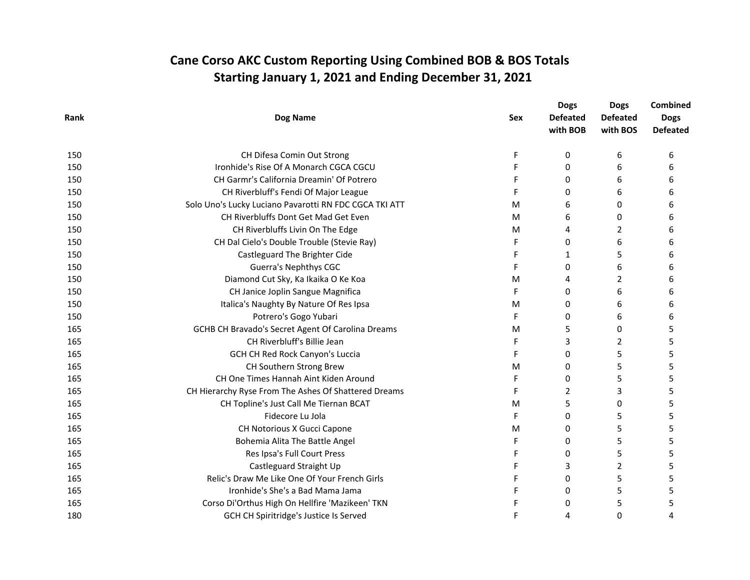# Cane Corso AKC Custom Reporting Using Combined BOB & BOS Totals
## Starting January 1, 2021 and Ending December 31, 2021

| Rank | Dog Name | Sex | Dogs Defeated with BOB | Dogs Defeated with BOS | Combined Dogs Defeated |
|---|---|---|---|---|---|
| 150 | CH Difesa Comin Out Strong | F | 0 | 6 | 6 |
| 150 | Ironhide's Rise Of A Monarch CGCA CGCU | F | 0 | 6 | 6 |
| 150 | CH Garmr's California Dreamin' Of Potrero | F | 0 | 6 | 6 |
| 150 | CH Riverbluff's Fendi Of Major League | F | 0 | 6 | 6 |
| 150 | Solo Uno's Lucky Luciano Pavarotti RN FDC CGCA TKI ATT | M | 6 | 0 | 6 |
| 150 | CH Riverbluffs Dont Get Mad Get Even | M | 6 | 0 | 6 |
| 150 | CH Riverbluffs Livin On The Edge | M | 4 | 2 | 6 |
| 150 | CH Dal Cielo's Double Trouble (Stevie Ray) | F | 0 | 6 | 6 |
| 150 | Castleguard The Brighter Cide | F | 1 | 5 | 6 |
| 150 | Guerra's Nephthys CGC | F | 0 | 6 | 6 |
| 150 | Diamond Cut Sky, Ka Ikaika O Ke Koa | M | 4 | 2 | 6 |
| 150 | CH Janice Joplin Sangue Magnifica | F | 0 | 6 | 6 |
| 150 | Italica's Naughty By Nature Of Res Ipsa | M | 0 | 6 | 6 |
| 150 | Potrero's Gogo Yubari | F | 0 | 6 | 6 |
| 165 | GCHB CH Bravado's Secret Agent Of Carolina Dreams | M | 5 | 0 | 5 |
| 165 | CH Riverbluff's Billie Jean | F | 3 | 2 | 5 |
| 165 | GCH CH Red Rock Canyon's Luccia | F | 0 | 5 | 5 |
| 165 | CH Southern Strong Brew | M | 0 | 5 | 5 |
| 165 | CH One Times Hannah Aint Kiden Around | F | 0 | 5 | 5 |
| 165 | CH Hierarchy Ryse From The Ashes Of Shattered Dreams | F | 2 | 3 | 5 |
| 165 | CH Topline's Just Call Me Tiernan BCAT | M | 5 | 0 | 5 |
| 165 | Fidecore Lu Jola | F | 0 | 5 | 5 |
| 165 | CH Notorious X Gucci Capone | M | 0 | 5 | 5 |
| 165 | Bohemia Alita The Battle Angel | F | 0 | 5 | 5 |
| 165 | Res Ipsa's Full Court Press | F | 0 | 5 | 5 |
| 165 | Castleguard Straight Up | F | 3 | 2 | 5 |
| 165 | Relic's Draw Me Like One Of Your French Girls | F | 0 | 5 | 5 |
| 165 | Ironhide's She's a Bad Mama Jama | F | 0 | 5 | 5 |
| 165 | Corso Di'Orthus High On Hellfire 'Mazikeen' TKN | F | 0 | 5 | 5 |
| 180 | GCH CH Spiritridge's Justice Is Served | F | 4 | 0 | 4 |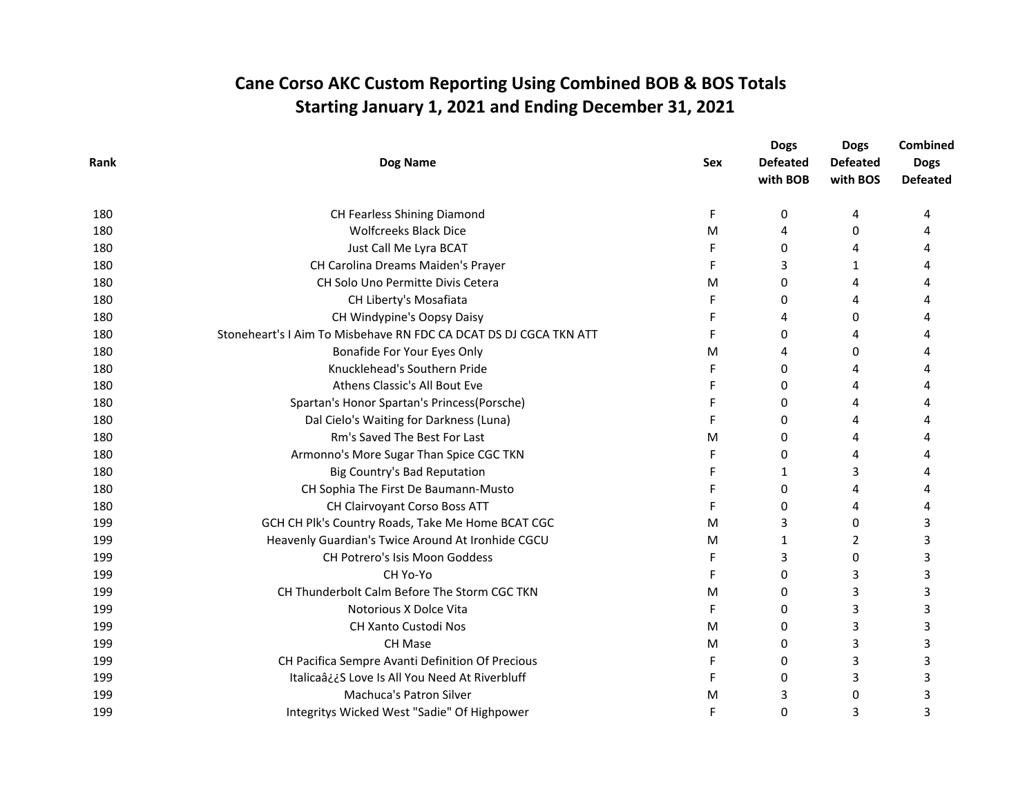# Cane Corso AKC Custom Reporting Using Combined BOB & BOS Totals
## Starting January 1, 2021 and Ending December 31, 2021

| Rank | Dog Name | Sex | Dogs Defeated with BOB | Dogs Defeated with BOS | Combined Dogs Defeated |
|---|---|---|---|---|---|
| 180 | CH Fearless Shining Diamond | F | 0 | 4 | 4 |
| 180 | Wolfcreeks Black Dice | M | 4 | 0 | 4 |
| 180 | Just Call Me Lyra BCAT | F | 0 | 4 | 4 |
| 180 | CH Carolina Dreams Maiden's Prayer | F | 3 | 1 | 4 |
| 180 | CH Solo Uno Permitte Divis Cetera | M | 0 | 4 | 4 |
| 180 | CH Liberty's Mosafiata | F | 0 | 4 | 4 |
| 180 | CH Windypine's Oopsy Daisy | F | 4 | 0 | 4 |
| 180 | Stoneheart's I Aim To Misbehave RN FDC CA DCAT DS DJ CGCA TKN ATT | F | 0 | 4 | 4 |
| 180 | Bonafide For Your Eyes Only | M | 4 | 0 | 4 |
| 180 | Knucklehead's Southern Pride | F | 0 | 4 | 4 |
| 180 | Athens Classic's All Bout Eve | F | 0 | 4 | 4 |
| 180 | Spartan's Honor Spartan's Princess(Porsche) | F | 0 | 4 | 4 |
| 180 | Dal Cielo's Waiting for Darkness (Luna) | F | 0 | 4 | 4 |
| 180 | Rm's Saved The Best For Last | M | 0 | 4 | 4 |
| 180 | Armonno's More Sugar Than Spice CGC TKN | F | 0 | 4 | 4 |
| 180 | Big Country's Bad Reputation | F | 1 | 3 | 4 |
| 180 | CH Sophia The First De Baumann-Musto | F | 0 | 4 | 4 |
| 180 | CH Clairvoyant Corso Boss ATT | F | 0 | 4 | 4 |
| 199 | GCH CH Plk's Country Roads, Take Me Home BCAT CGC | M | 3 | 0 | 3 |
| 199 | Heavenly Guardian's Twice Around At Ironhide CGCU | M | 1 | 2 | 3 |
| 199 | CH Potrero's Isis Moon Goddess | F | 3 | 0 | 3 |
| 199 | CH Yo-Yo | F | 0 | 3 | 3 |
| 199 | CH Thunderbolt Calm Before The Storm CGC TKN | M | 0 | 3 | 3 |
| 199 | Notorious X Dolce Vita | F | 0 | 3 | 3 |
| 199 | CH Xanto Custodi Nos | M | 0 | 3 | 3 |
| 199 | CH Mase | M | 0 | 3 | 3 |
| 199 | CH Pacifica Sempre Avanti Definition Of Precious | F | 0 | 3 | 3 |
| 199 | Italicaâ¿¿S Love Is All You Need At Riverbluff | F | 0 | 3 | 3 |
| 199 | Machuca's Patron Silver | M | 3 | 0 | 3 |
| 199 | Integritys Wicked West "Sadie" Of Highpower | F | 0 | 3 | 3 |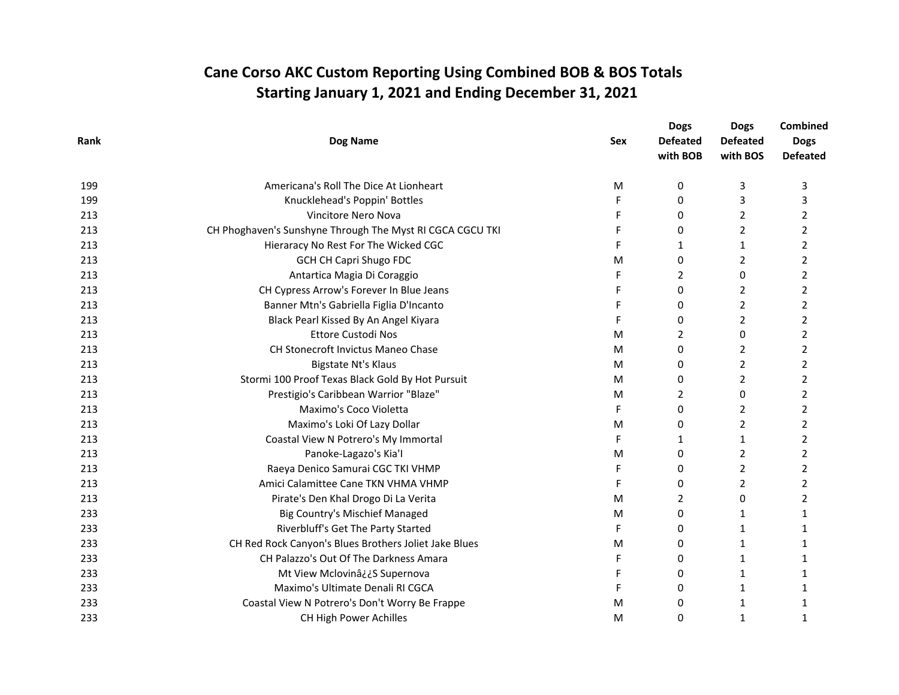# Cane Corso AKC Custom Reporting Using Combined BOB & BOS Totals
## Starting January 1, 2021 and Ending December 31, 2021

| Rank | Dog Name | Sex | Dogs Defeated with BOB | Dogs Defeated with BOS | Combined Dogs Defeated |
|---|---|---|---|---|---|
| 199 | Americana's Roll The Dice At Lionheart | M | 0 | 3 | 3 |
| 199 | Knucklehead's Poppin' Bottles | F | 0 | 3 | 3 |
| 213 | Vincitore Nero Nova | F | 0 | 2 | 2 |
| 213 | CH Phoghaven's Sunshyne Through The Myst RI CGCA CGCU TKI | F | 0 | 2 | 2 |
| 213 | Hieraracy No Rest For The Wicked CGC | F | 1 | 1 | 2 |
| 213 | GCH CH Capri Shugo FDC | M | 0 | 2 | 2 |
| 213 | Antartica Magia Di Coraggio | F | 2 | 0 | 2 |
| 213 | CH Cypress Arrow's Forever In Blue Jeans | F | 0 | 2 | 2 |
| 213 | Banner Mtn's Gabriella Figlia D'Incanto | F | 0 | 2 | 2 |
| 213 | Black Pearl Kissed By An Angel Kiyara | F | 0 | 2 | 2 |
| 213 | Ettore Custodi Nos | M | 2 | 0 | 2 |
| 213 | CH Stonecroft Invictus Maneo Chase | M | 0 | 2 | 2 |
| 213 | Bigstate Nt's Klaus | M | 0 | 2 | 2 |
| 213 | Stormi 100 Proof Texas Black Gold By Hot Pursuit | M | 0 | 2 | 2 |
| 213 | Prestigio's Caribbean Warrior "Blaze" | M | 2 | 0 | 2 |
| 213 | Maximo's Coco Violetta | F | 0 | 2 | 2 |
| 213 | Maximo's Loki Of Lazy Dollar | M | 0 | 2 | 2 |
| 213 | Coastal View N Potrero's My Immortal | F | 1 | 1 | 2 |
| 213 | Panoke-Lagazo's Kia'I | M | 0 | 2 | 2 |
| 213 | Raeya Denico Samurai CGC TKI VHMP | F | 0 | 2 | 2 |
| 213 | Amici Calamittee Cane TKN VHMA VHMP | F | 0 | 2 | 2 |
| 213 | Pirate's Den Khal Drogo Di La Verita | M | 2 | 0 | 2 |
| 233 | Big Country's Mischief Managed | M | 0 | 1 | 1 |
| 233 | Riverbluff's Get The Party Started | F | 0 | 1 | 1 |
| 233 | CH Red Rock Canyon's Blues Brothers Joliet Jake Blues | M | 0 | 1 | 1 |
| 233 | CH Palazzo's Out Of The Darkness Amara | F | 0 | 1 | 1 |
| 233 | Mt View Mclovinâ¿¿S Supernova | F | 0 | 1 | 1 |
| 233 | Maximo's Ultimate Denali RI CGCA | F | 0 | 1 | 1 |
| 233 | Coastal View N Potrero's Don't Worry Be Frappe | M | 0 | 1 | 1 |
| 233 | CH High Power Achilles | M | 0 | 1 | 1 |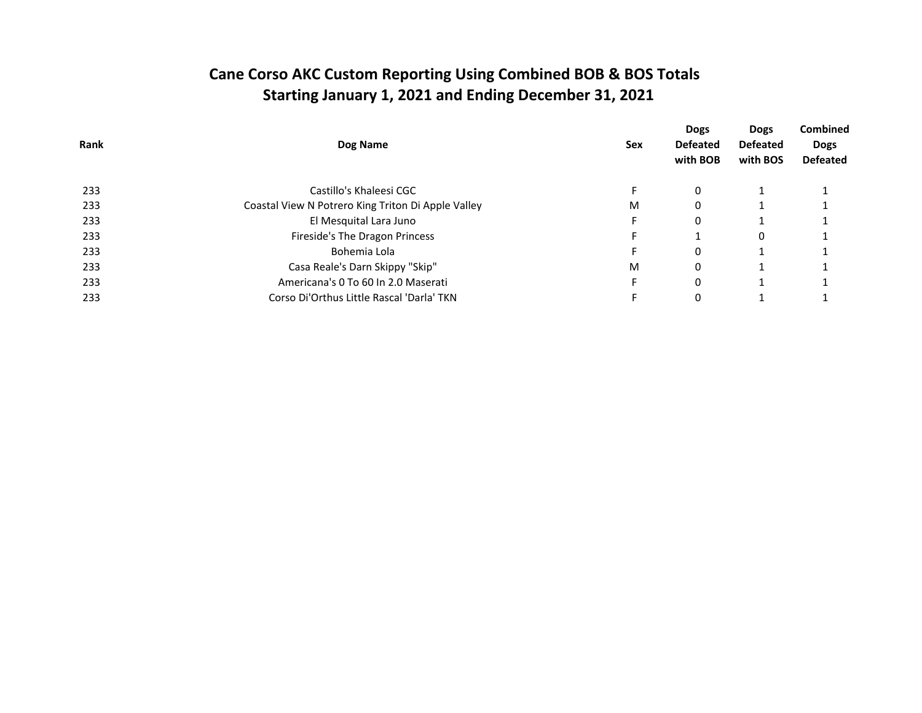# Cane Corso AKC Custom Reporting Using Combined BOB & BOS Totals
## Starting January 1, 2021 and Ending December 31, 2021

| Rank | Dog Name | Sex | Dogs Defeated with BOB | Dogs Defeated with BOS | Combined Dogs Defeated |
|---|---|---|---|---|---|
| 233 | Castillo's Khaleesi CGC | F | 0 | 1 | 1 |
| 233 | Coastal View N Potrero King Triton Di Apple Valley | M | 0 | 1 | 1 |
| 233 | El Mesquital Lara Juno | F | 0 | 1 | 1 |
| 233 | Fireside's The Dragon Princess | F | 1 | 0 | 1 |
| 233 | Bohemia Lola | F | 0 | 1 | 1 |
| 233 | Casa Reale's Darn Skippy "Skip" | M | 0 | 1 | 1 |
| 233 | Americana's 0 To 60 In 2.0 Maserati | F | 0 | 1 | 1 |
| 233 | Corso Di'Orthus Little Rascal 'Darla' TKN | F | 0 | 1 | 1 |